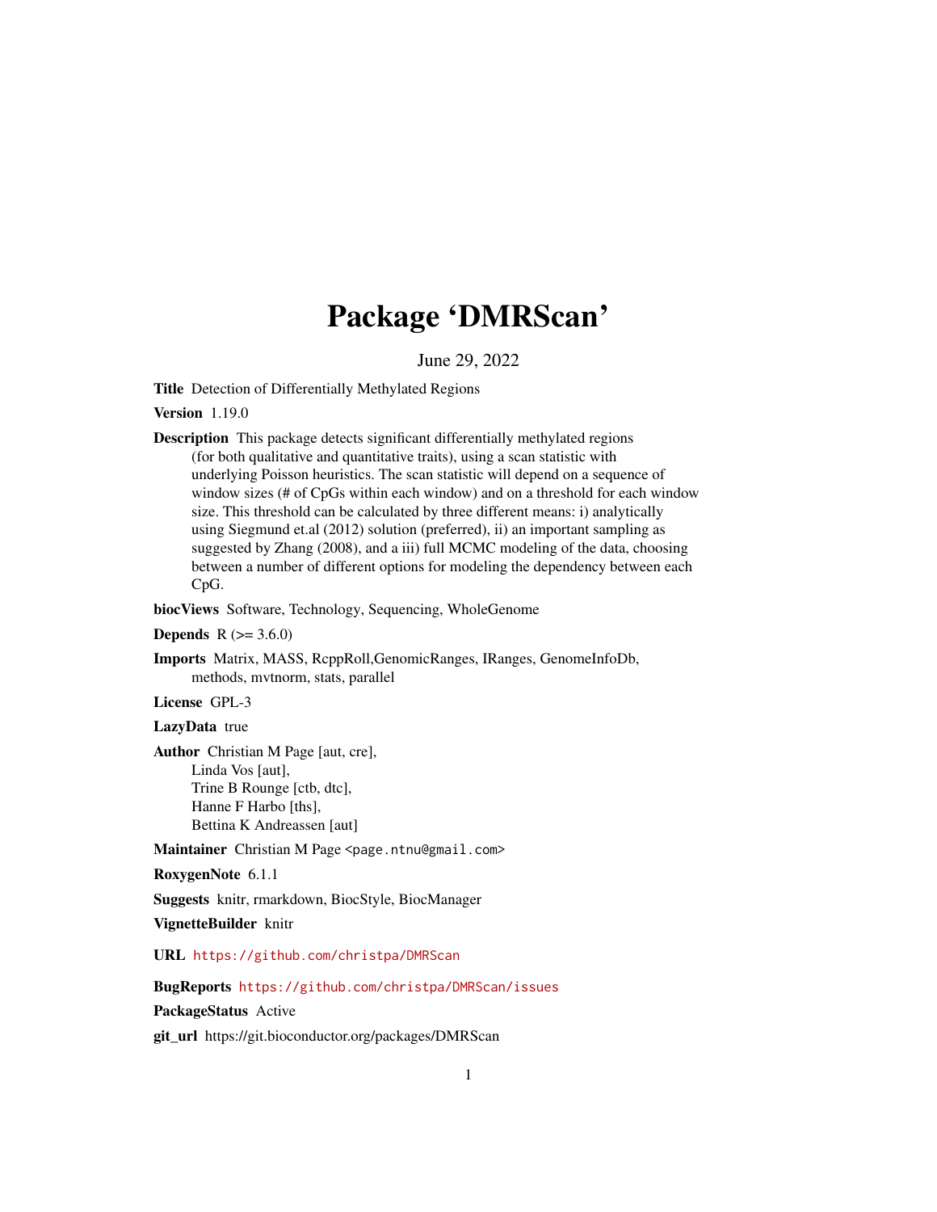# Package 'DMRScan'

June 29, 2022

**Title** Detection of Differentially Methylated Regions

**Version** 1.19.0

**Description** This package detects significant differentially methylated regions (for both qualitative and quantitative traits), using a scan statistic with underlying Poisson heuristics. The scan statistic will depend on a sequence of window sizes (# of CpGs within each window) and on a threshold for each window size. This threshold can be calculated by three different means: i) analytically using Siegmund et.al (2012) solution (preferred), ii) an important sampling as suggested by Zhang (2008), and a iii) full MCMC modeling of the data, choosing between a number of different options for modeling the dependency between each CpG.

**biocViews** Software, Technology, Sequencing, WholeGenome

**Depends** R (>= 3.6.0)

**Imports** Matrix, MASS, RcppRoll,GenomicRanges, IRanges, GenomeInfoDb, methods, mvtnorm, stats, parallel

**License** GPL-3

**LazyData** true

**Author** Christian M Page [aut, cre],
Linda Vos [aut],
Trine B Rounge [ctb, dtc],
Hanne F Harbo [ths],
Bettina K Andreassen [aut]

**Maintainer** Christian M Page <page.ntnu@gmail.com>

**RoxygenNote** 6.1.1

**Suggests** knitr, rmarkdown, BiocStyle, BiocManager

**VignetteBuilder** knitr

**URL** https://github.com/christpa/DMRScan

**BugReports** https://github.com/christpa/DMRScan/issues

**PackageStatus** Active

**git_url** https://git.bioconductor.org/packages/DMRScan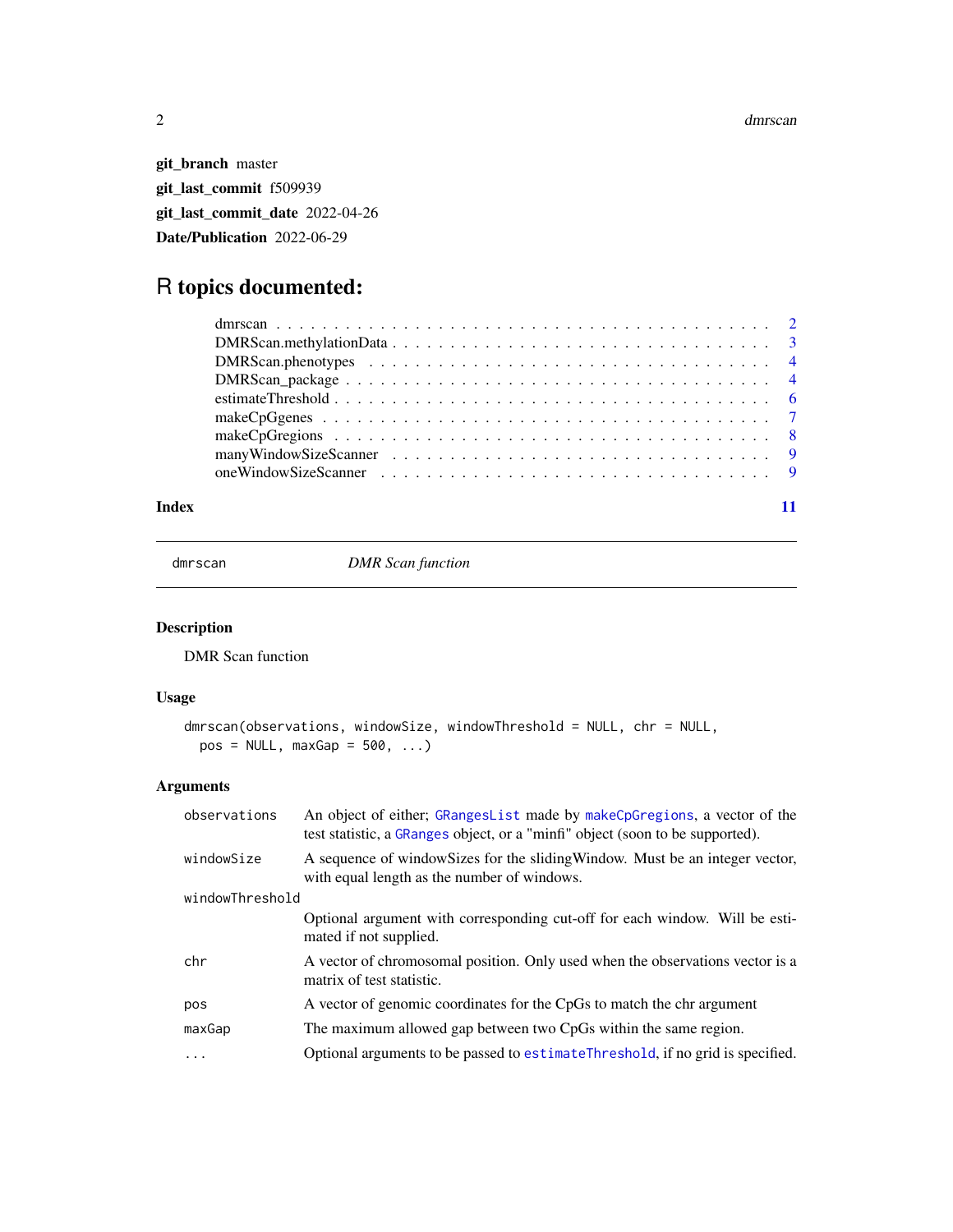**git_branch** master

**git_last_commit** f509939

**git_last_commit_date** 2022-04-26

**Date/Publication** 2022-06-29

# R topics documented:

- dmrscan . . . . . . . . . . . . . . . . . . . . . . . . . . . . . . . . . . . . . . . . . 2
- DMRScan.methylationData . . . . . . . . . . . . . . . . . . . . . . . . . . . . . . 3
- DMRScan.phenotypes . . . . . . . . . . . . . . . . . . . . . . . . . . . . . . . . 4
- DMRScan_package . . . . . . . . . . . . . . . . . . . . . . . . . . . . . . . . . . 4
- estimateThreshold . . . . . . . . . . . . . . . . . . . . . . . . . . . . . . . . . . 6
- makeCpGgenes . . . . . . . . . . . . . . . . . . . . . . . . . . . . . . . . . . . 7
- makeCpGregions . . . . . . . . . . . . . . . . . . . . . . . . . . . . . . . . . . 8
- manyWindowSizeScanner . . . . . . . . . . . . . . . . . . . . . . . . . . . . . . 9
- oneWindowSizeScanner . . . . . . . . . . . . . . . . . . . . . . . . . . . . . . . 9

**Index** 11

---

`dmrscan` *DMR Scan function*

---

### Description

DMR Scan function

### Usage

```
dmrscan(observations, windowSize, windowThreshold = NULL, chr = NULL,
  pos = NULL, maxGap = 500, ...)
```

### Arguments

| | |
|---|---|
| `observations` | An object of either; `GRangesList` made by `makeCpGregions`, a vector of the test statistic, a `GRanges` object, or a "minfi" object (soon to be supported). |
| `windowSize` | A sequence of windowSizes for the slidingWindow. Must be an integer vector, with equal length as the number of windows. |
| `windowThreshold` | Optional argument with corresponding cut-off for each window. Will be estimated if not supplied. |
| `chr` | A vector of chromosomal position. Only used when the observations vector is a matrix of test statistic. |
| `pos` | A vector of genomic coordinates for the CpGs to match the chr argument |
| `maxGap` | The maximum allowed gap between two CpGs within the same region. |
| `...` | Optional arguments to be passed to `estimateThreshold`, if no grid is specified. |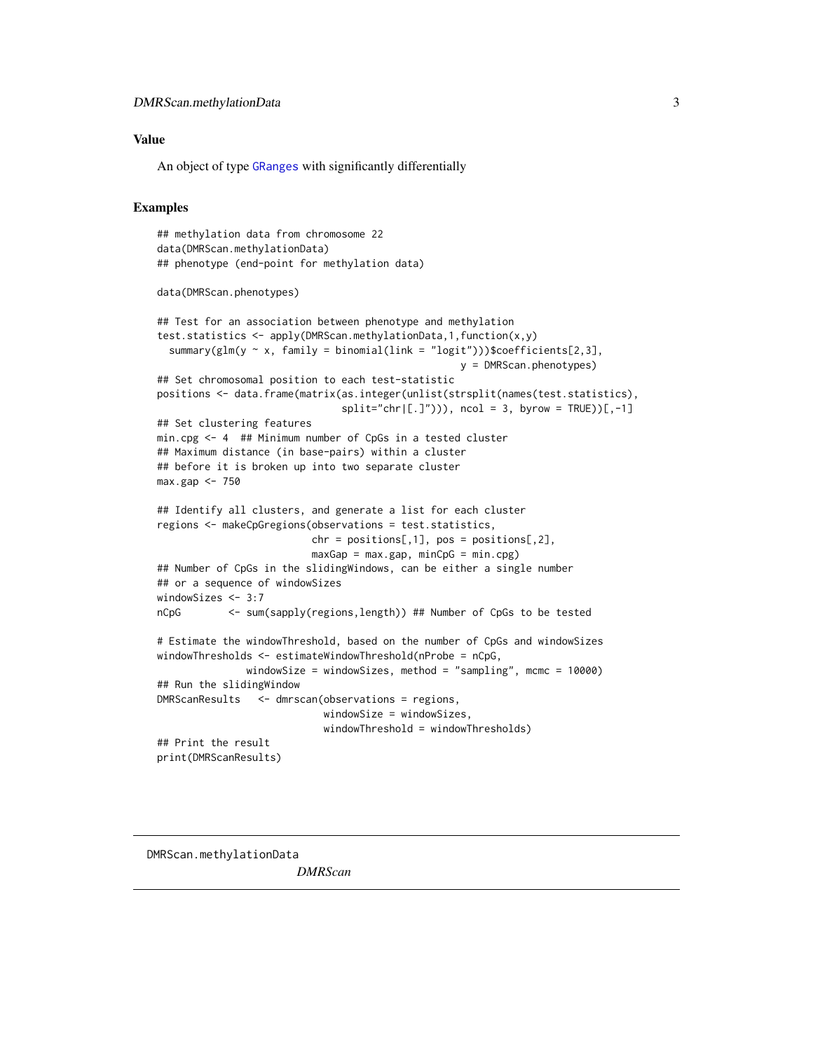### Value

An object of type `GRanges` with significantly differentially

### Examples

```
## methylation data from chromosome 22
data(DMRScan.methylationData)
## phenotype (end-point for methylation data)

data(DMRScan.phenotypes)

## Test for an association between phenotype and methylation
test.statistics <- apply(DMRScan.methylationData,1,function(x,y)
  summary(glm(y ~ x, family = binomial(link = "logit")))$coefficients[2,3],
                                                      y = DMRScan.phenotypes)
## Set chromosomal position to each test-statistic
positions <- data.frame(matrix(as.integer(unlist(strsplit(names(test.statistics),
                               split="chr|[.]"))), ncol = 3, byrow = TRUE))[,-1]
## Set clustering features
min.cpg <- 4  ## Minimum number of CpGs in a tested cluster
## Maximum distance (in base-pairs) within a cluster
## before it is broken up into two separate cluster
max.gap <- 750

## Identify all clusters, and generate a list for each cluster
regions <- makeCpGregions(observations = test.statistics,
                          chr = positions[,1], pos = positions[,2],
                          maxGap = max.gap, minCpG = min.cpg)
## Number of CpGs in the slidingWindows, can be either a single number
## or a sequence of windowSizes
windowSizes <- 3:7
nCpG        <- sum(sapply(regions,length)) ## Number of CpGs to be tested

# Estimate the windowThreshold, based on the number of CpGs and windowSizes
windowThresholds <- estimateWindowThreshold(nProbe = nCpG,
               windowSize = windowSizes, method = "sampling", mcmc = 10000)
## Run the slidingWindow
DMRScanResults   <- dmrscan(observations = regions,
                            windowSize = windowSizes,
                            windowThreshold = windowThresholds)
## Print the result
print(DMRScanResults)
```

---

DMRScan.methylationData    *DMRScan*

---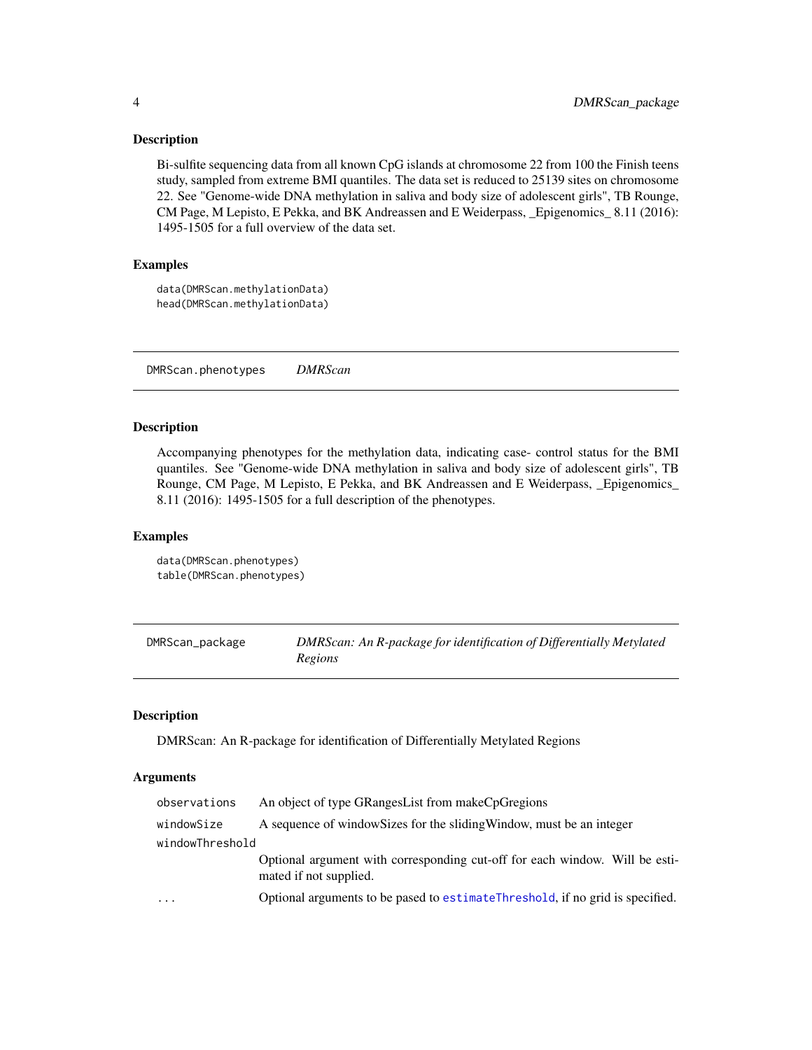## Description

Bi-sulfite sequencing data from all known CpG islands at chromosome 22 from 100 the Finish teens study, sampled from extreme BMI quantiles. The data set is reduced to 25139 sites on chromosome 22. See "Genome-wide DNA methylation in saliva and body size of adolescent girls", TB Rounge, CM Page, M Lepisto, E Pekka, and BK Andreassen and E Weiderpass, _Epigenomics_ 8.11 (2016): 1495-1505 for a full overview of the data set.

## Examples

```
data(DMRScan.methylationData)
head(DMRScan.methylationData)
```

---

# DMRScan.phenotypes    *DMRScan*

---

## Description

Accompanying phenotypes for the methylation data, indicating case- control status for the BMI quantiles. See "Genome-wide DNA methylation in saliva and body size of adolescent girls", TB Rounge, CM Page, M Lepisto, E Pekka, and BK Andreassen and E Weiderpass, _Epigenomics_ 8.11 (2016): 1495-1505 for a full description of the phenotypes.

## Examples

```
data(DMRScan.phenotypes)
table(DMRScan.phenotypes)
```

---

# DMRScan_package    *DMRScan: An R-package for identification of Differentially Metylated Regions*

---

## Description

DMRScan: An R-package for identification of Differentially Metylated Regions

## Arguments

| | |
|---|---|
| observations | An object of type GRangesList from makeCpGregions |
| windowSize | A sequence of windowSizes for the slidingWindow, must be an integer |
| windowThreshold | Optional argument with corresponding cut-off for each window. Will be estimated if not supplied. |
| ... | Optional arguments to be pased to estimateThreshold, if no grid is specified. |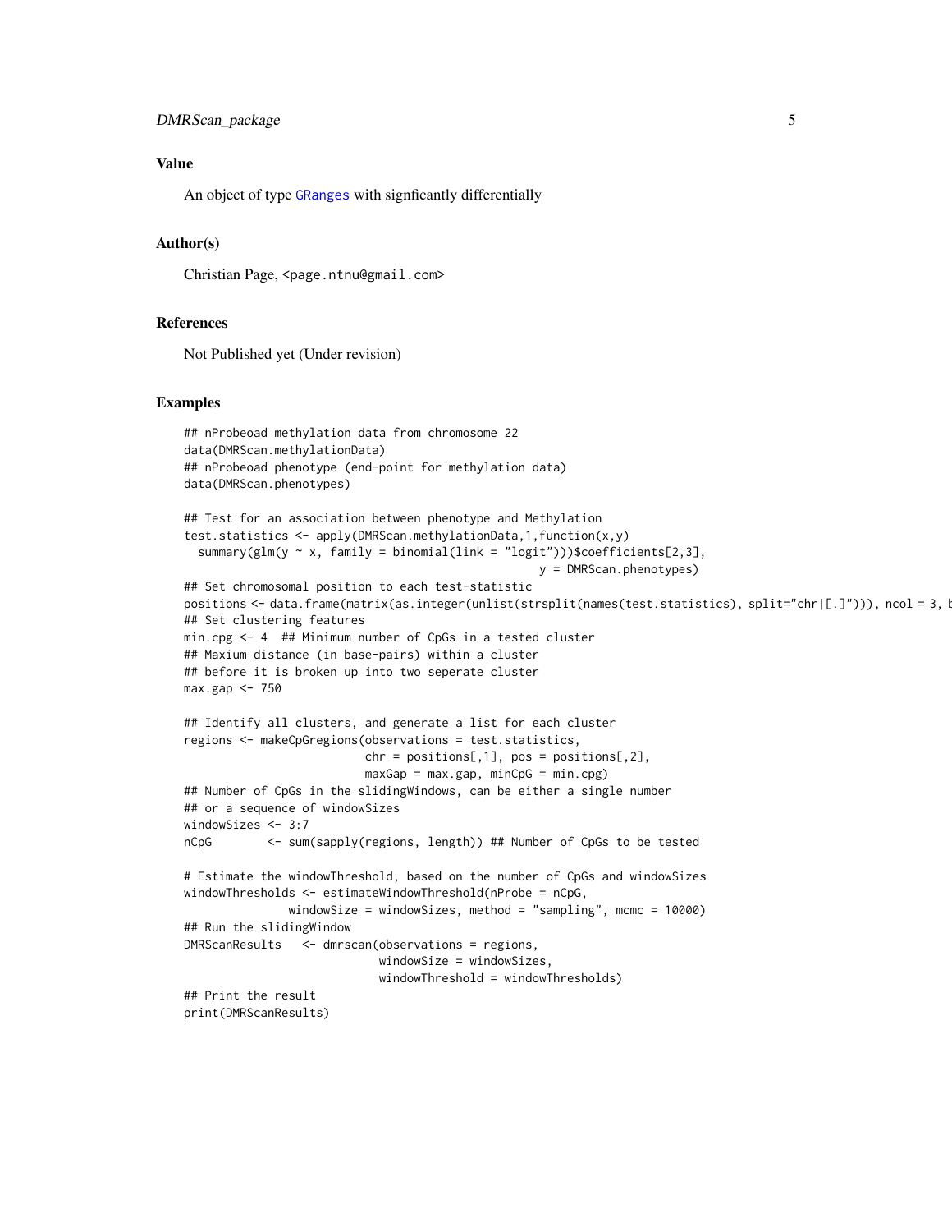## Value

An object of type GRanges with signficantly differentially

## Author(s)

Christian Page, <page.ntnu@gmail.com>

## References

Not Published yet (Under revision)

## Examples

```
## nProbeoad methylation data from chromosome 22
data(DMRScan.methylationData)
## nProbeoad phenotype (end-point for methylation data)
data(DMRScan.phenotypes)

## Test for an association between phenotype and Methylation
test.statistics <- apply(DMRScan.methylationData,1,function(x,y)
  summary(glm(y ~ x, family = binomial(link = "logit")))$coefficients[2,3],
                                                y = DMRScan.phenotypes)
## Set chromosomal position to each test-statistic
positions <- data.frame(matrix(as.integer(unlist(strsplit(names(test.statistics), split="chr|[.]"))), ncol = 3, b
## Set clustering features
min.cpg <- 4  ## Minimum number of CpGs in a tested cluster
## Maxium distance (in base-pairs) within a cluster
## before it is broken up into two seperate cluster
max.gap <- 750

## Identify all clusters, and generate a list for each cluster
regions <- makeCpGregions(observations = test.statistics,
                          chr = positions[,1], pos = positions[,2],
                          maxGap = max.gap, minCpG = min.cpg)
## Number of CpGs in the slidingWindows, can be either a single number
## or a sequence of windowSizes
windowSizes <- 3:7
nCpG        <- sum(sapply(regions, length)) ## Number of CpGs to be tested

# Estimate the windowThreshold, based on the number of CpGs and windowSizes
windowThresholds <- estimateWindowThreshold(nProbe = nCpG,
               windowSize = windowSizes, method = "sampling", mcmc = 10000)
## Run the slidingWindow
DMRScanResults   <- dmrscan(observations = regions,
                            windowSize = windowSizes,
                            windowThreshold = windowThresholds)
## Print the result
print(DMRScanResults)
```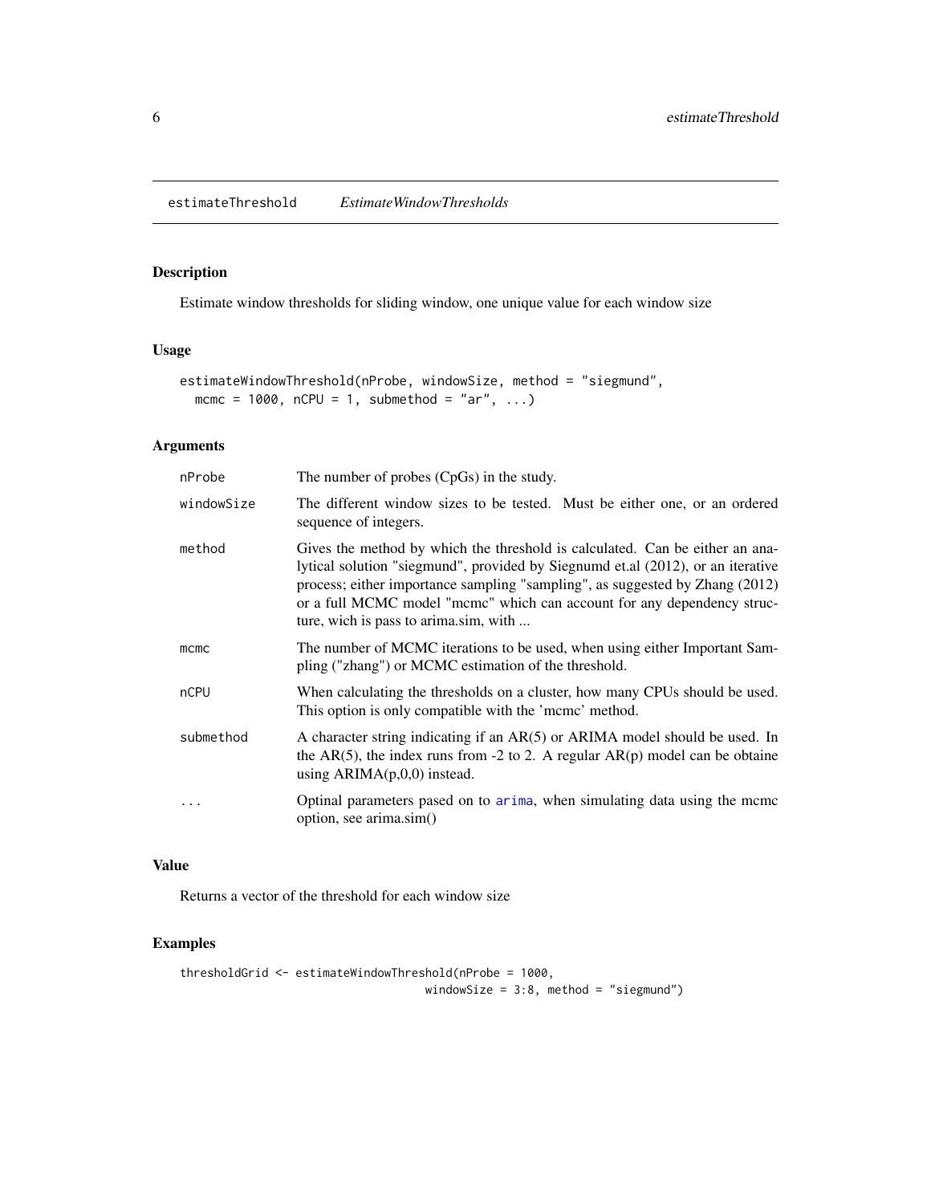# estimateThreshold *EstimateWindowThresholds*

## Description

Estimate window thresholds for sliding window, one unique value for each window size

## Usage

```
estimateWindowThreshold(nProbe, windowSize, method = "siegmund",
  mcmc = 1000, nCPU = 1, submethod = "ar", ...)
```

## Arguments

| | |
|---|---|
| nProbe | The number of probes (CpGs) in the study. |
| windowSize | The different window sizes to be tested. Must be either one, or an ordered sequence of integers. |
| method | Gives the method by which the threshold is calculated. Can be either an analytical solution "siegmund", provided by Siegnumd et.al (2012), or an iterative process; either importance sampling "sampling", as suggested by Zhang (2012) or a full MCMC model "mcmc" which can account for any dependency structure, wich is pass to arima.sim, with ... |
| mcmc | The number of MCMC iterations to be used, when using either Important Sampling ("zhang") or MCMC estimation of the threshold. |
| nCPU | When calculating the thresholds on a cluster, how many CPUs should be used. This option is only compatible with the 'mcmc' method. |
| submethod | A character string indicating if an AR(5) or ARIMA model should be used. In the AR(5), the index runs from -2 to 2. A regular AR(p) model can be obtaine using ARIMA(p,0,0) instead. |
| ... | Optinal parameters pased on to arima, when simulating data using the mcmc option, see arima.sim() |

## Value

Returns a vector of the threshold for each window size

## Examples

```
thresholdGrid <- estimateWindowThreshold(nProbe = 1000,
                                  windowSize = 3:8, method = "siegmund")
```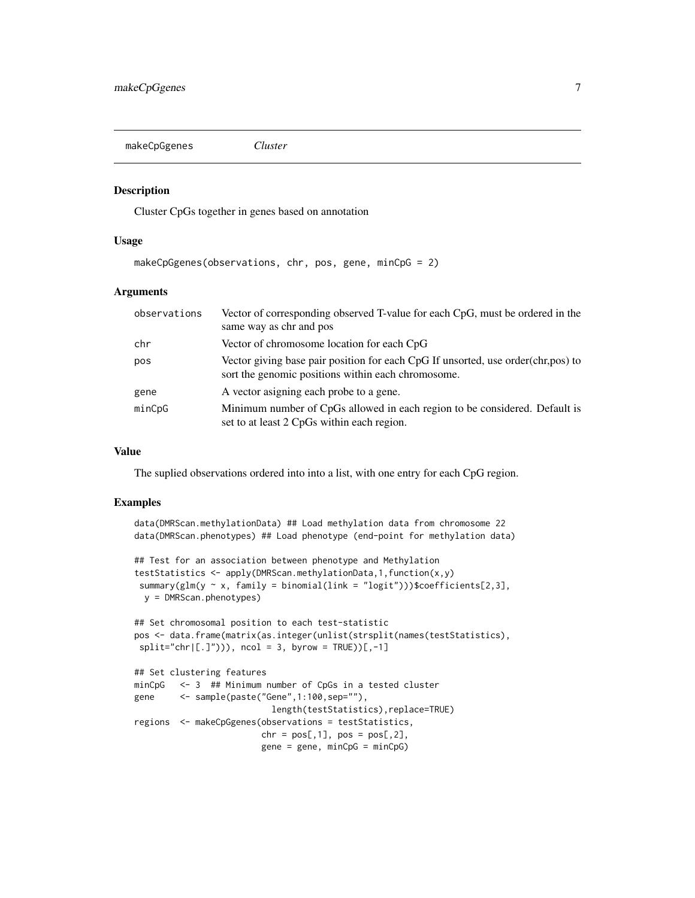makeCpGgenes *Cluster*

### Description

Cluster CpGs together in genes based on annotation

### Usage

```
makeCpGgenes(observations, chr, pos, gene, minCpG = 2)
```

### Arguments

| | |
|---|---|
| observations | Vector of corresponding observed T-value for each CpG, must be ordered in the same way as chr and pos |
| chr | Vector of chromosome location for each CpG |
| pos | Vector giving base pair position for each CpG If unsorted, use order(chr,pos) to sort the genomic positions within each chromosome. |
| gene | A vector asigning each probe to a gene. |
| minCpG | Minimum number of CpGs allowed in each region to be considered. Default is set to at least 2 CpGs within each region. |

### Value

The suplied observations ordered into into a list, with one entry for each CpG region.

### Examples

```
data(DMRScan.methylationData) ## Load methylation data from chromosome 22
data(DMRScan.phenotypes) ## Load phenotype (end-point for methylation data)

## Test for an association between phenotype and Methylation
testStatistics <- apply(DMRScan.methylationData,1,function(x,y)
 summary(glm(y ~ x, family = binomial(link = "logit")))$coefficients[2,3],
  y = DMRScan.phenotypes)

## Set chromosomal position to each test-statistic
pos <- data.frame(matrix(as.integer(unlist(strsplit(names(testStatistics),
 split="chr|[.]"))), ncol = 3, byrow = TRUE))[,-1]

## Set clustering features
minCpG   <- 3  ## Minimum number of CpGs in a tested cluster
gene     <- sample(paste("Gene",1:100,sep=""),
                         length(testStatistics),replace=TRUE)
regions  <- makeCpGgenes(observations = testStatistics,
                        chr = pos[,1], pos = pos[,2],
                        gene = gene, minCpG = minCpG)
```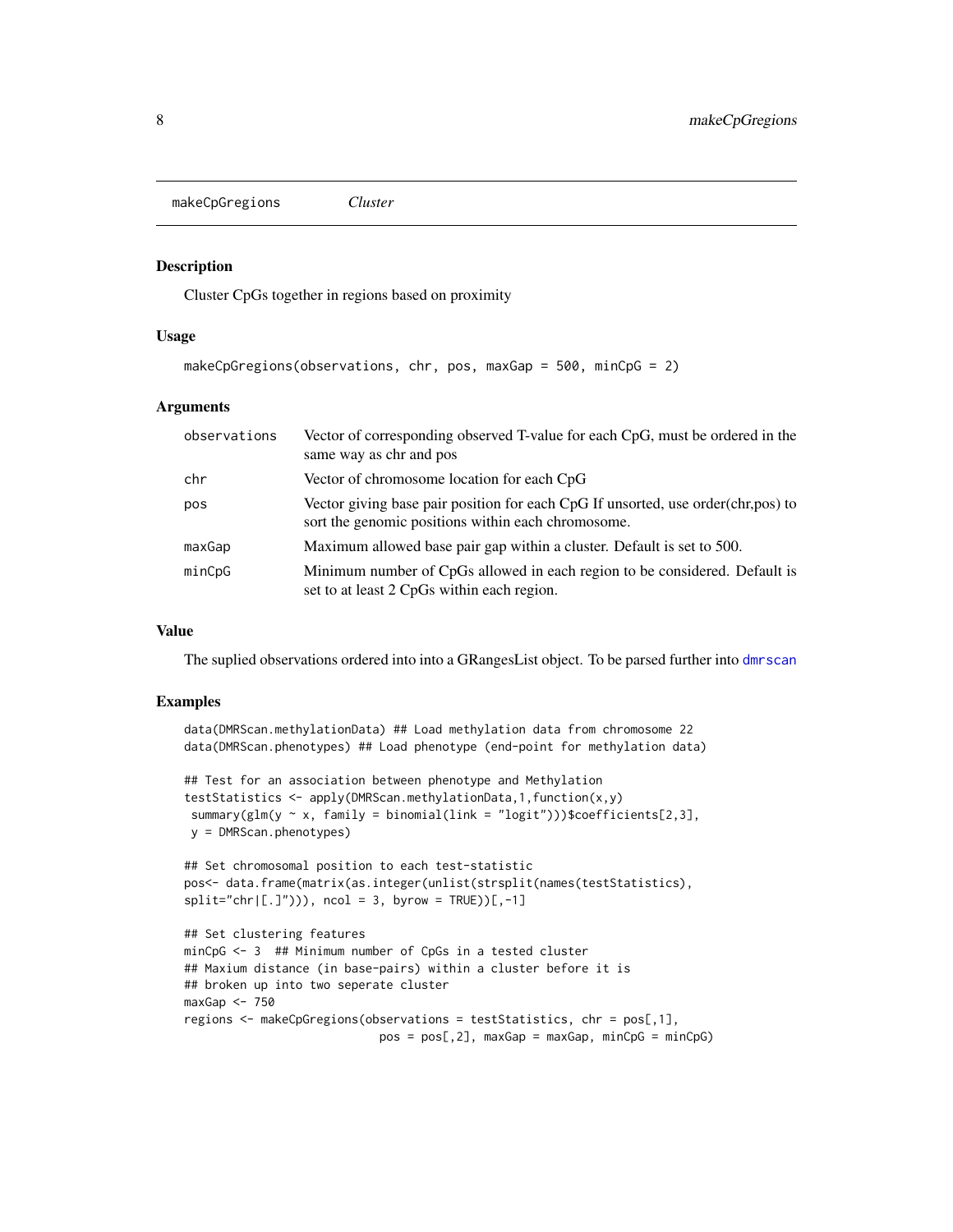makeCpGregions *Cluster*

## Description

Cluster CpGs together in regions based on proximity

## Usage

```
makeCpGregions(observations, chr, pos, maxGap = 500, minCpG = 2)
```

## Arguments

| | |
|---|---|
| observations | Vector of corresponding observed T-value for each CpG, must be ordered in the same way as chr and pos |
| chr | Vector of chromosome location for each CpG |
| pos | Vector giving base pair position for each CpG If unsorted, use order(chr,pos) to sort the genomic positions within each chromosome. |
| maxGap | Maximum allowed base pair gap within a cluster. Default is set to 500. |
| minCpG | Minimum number of CpGs allowed in each region to be considered. Default is set to at least 2 CpGs within each region. |

## Value

The suplied observations ordered into into a GRangesList object. To be parsed further into dmrscan

## Examples

```
data(DMRScan.methylationData) ## Load methylation data from chromosome 22
data(DMRScan.phenotypes) ## Load phenotype (end-point for methylation data)

## Test for an association between phenotype and Methylation
testStatistics <- apply(DMRScan.methylationData,1,function(x,y)
 summary(glm(y ~ x, family = binomial(link = "logit")))$coefficients[2,3],
 y = DMRScan.phenotypes)

## Set chromosomal position to each test-statistic
pos<- data.frame(matrix(as.integer(unlist(strsplit(names(testStatistics),
split="chr|[.]"))), ncol = 3, byrow = TRUE))[,-1]

## Set clustering features
minCpG <- 3  ## Minimum number of CpGs in a tested cluster
## Maxium distance (in base-pairs) within a cluster before it is
## broken up into two seperate cluster
maxGap <- 750
regions <- makeCpGregions(observations = testStatistics, chr = pos[,1],
                          pos = pos[,2], maxGap = maxGap, minCpG = minCpG)
```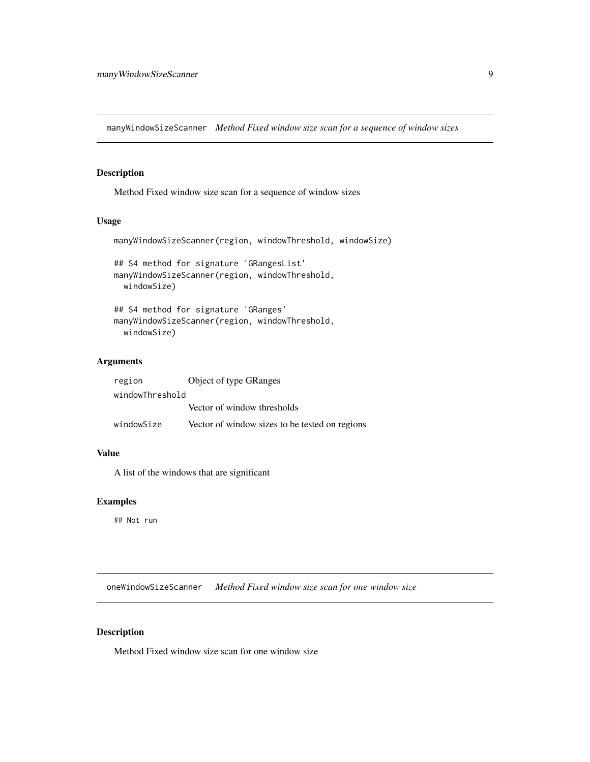## manyWindowSizeScanner *Method Fixed window size scan for a sequence of window sizes*

### Description

Method Fixed window size scan for a sequence of window sizes

### Usage

```
manyWindowSizeScanner(region, windowThreshold, windowSize)

## S4 method for signature 'GRangesList'
manyWindowSizeScanner(region, windowThreshold,
  windowSize)

## S4 method for signature 'GRanges'
manyWindowSizeScanner(region, windowThreshold,
  windowSize)
```

### Arguments

| | |
|---|---|
| `region` | Object of type GRanges |
| `windowThreshold` | Vector of window thresholds |
| `windowSize` | Vector of window sizes to be tested on regions |

### Value

A list of the windows that are significant

### Examples

```
## Not run
```

## oneWindowSizeScanner *Method Fixed window size scan for one window size*

### Description

Method Fixed window size scan for one window size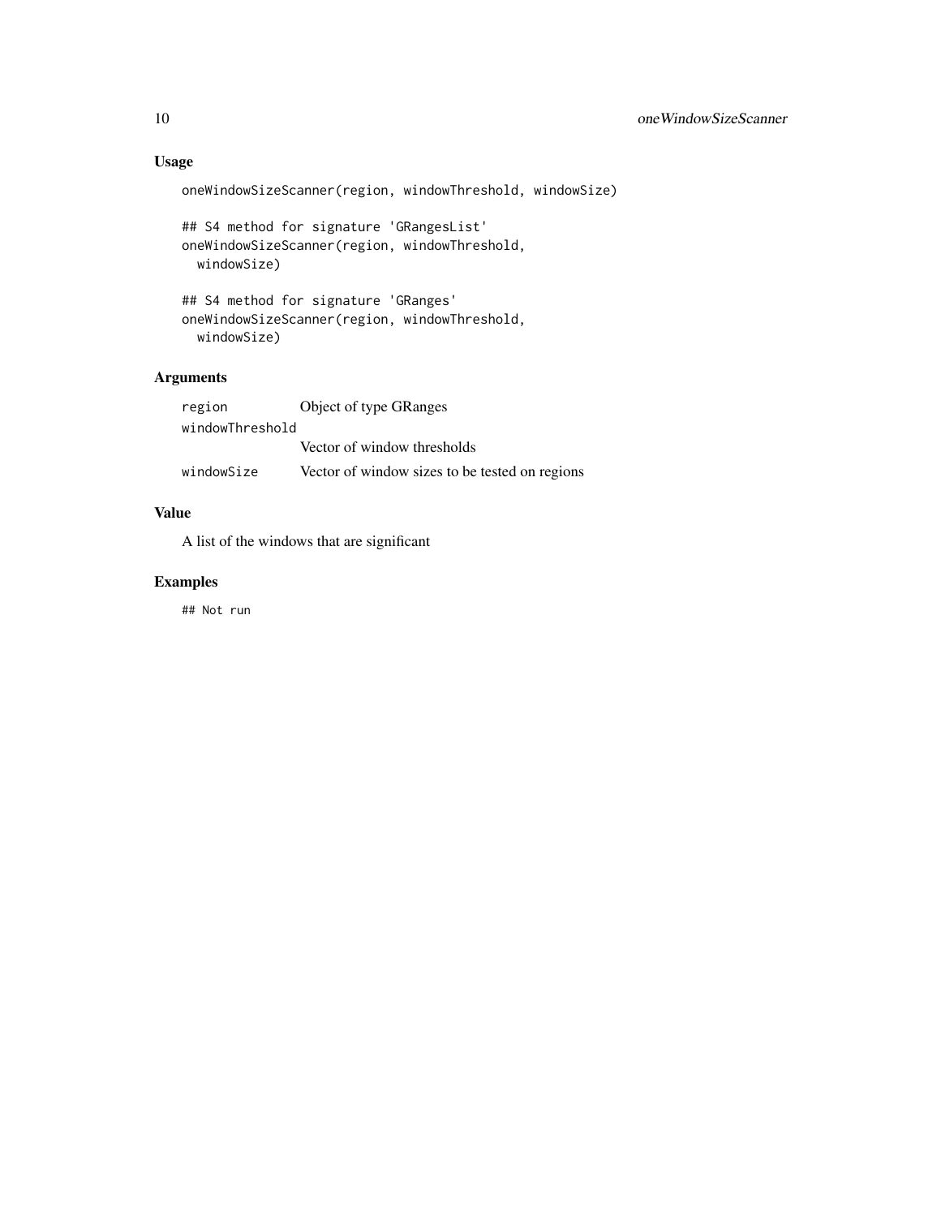## Usage

```
oneWindowSizeScanner(region, windowThreshold, windowSize)

## S4 method for signature 'GRangesList'
oneWindowSizeScanner(region, windowThreshold,
  windowSize)

## S4 method for signature 'GRanges'
oneWindowSizeScanner(region, windowThreshold,
  windowSize)
```

## Arguments

| | |
|---|---|
| `region` | Object of type GRanges |
| `windowThreshold` | Vector of window thresholds |
| `windowSize` | Vector of window sizes to be tested on regions |

## Value

A list of the windows that are significant

## Examples

```
## Not run
```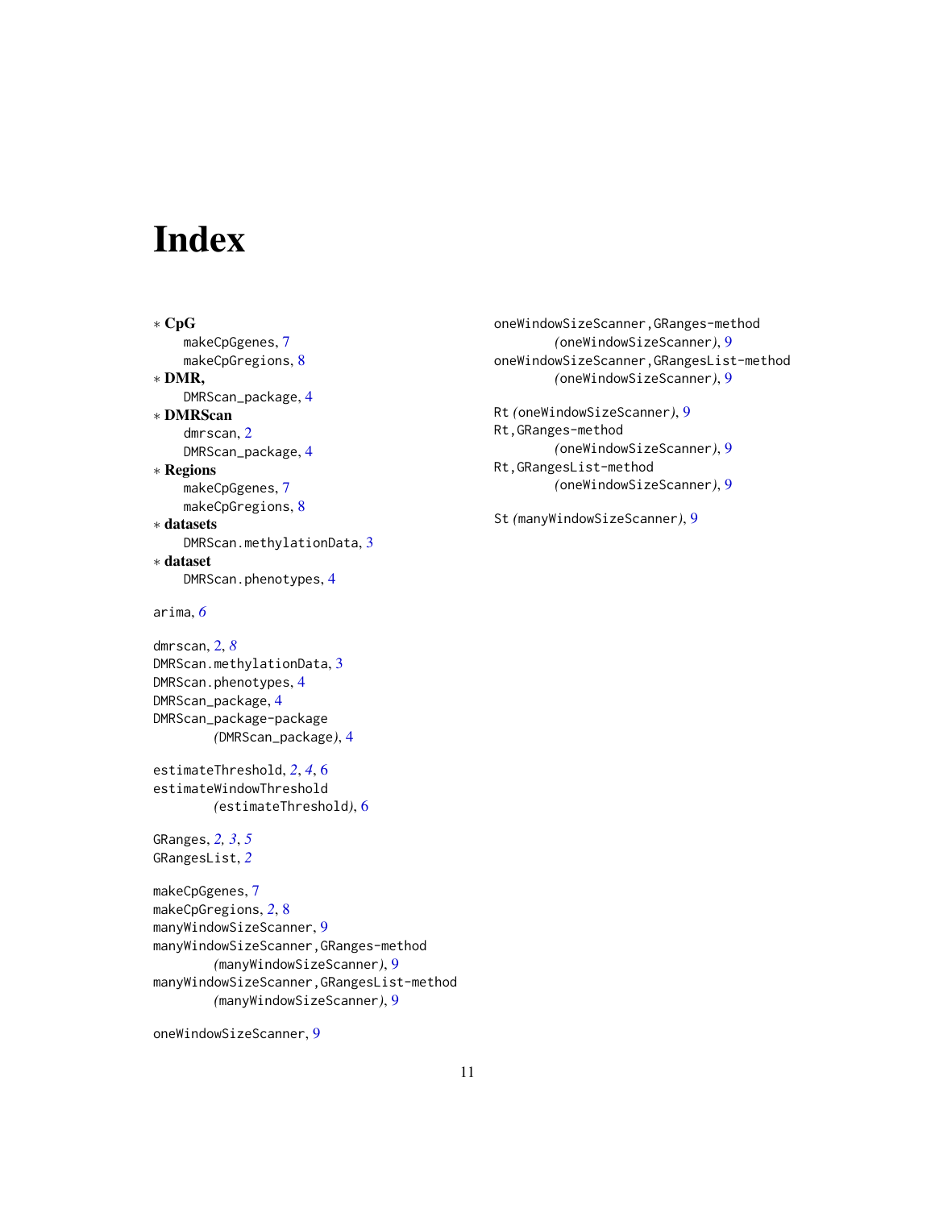# Index

∗ **CpG**
    makeCpGgenes, 7
    makeCpGregions, 8
∗ **DMR,**
    DMRScan_package, 4
∗ **DMRScan**
    dmrscan, 2
    DMRScan_package, 4
∗ **Regions**
    makeCpGgenes, 7
    makeCpGregions, 8
∗ **datasets**
    DMRScan.methylationData, 3
∗ **dataset**
    DMRScan.phenotypes, 4

arima, *6*

dmrscan, 2, *8*
DMRScan.methylationData, 3
DMRScan.phenotypes, 4
DMRScan_package, 4
DMRScan_package-package
        *(*DMRScan_package*)*, 4

estimateThreshold, *2*, *4*, 6
estimateWindowThreshold
        *(*estimateThreshold*)*, 6

GRanges, *2*, *3*, *5*
GRangesList, *2*

makeCpGgenes, 7
makeCpGregions, *2*, 8
manyWindowSizeScanner, 9
manyWindowSizeScanner,GRanges-method
        *(*manyWindowSizeScanner*)*, 9
manyWindowSizeScanner,GRangesList-method
        *(*manyWindowSizeScanner*)*, 9

oneWindowSizeScanner, 9
oneWindowSizeScanner,GRanges-method
        *(*oneWindowSizeScanner*)*, 9
oneWindowSizeScanner,GRangesList-method
        *(*oneWindowSizeScanner*)*, 9

Rt *(*oneWindowSizeScanner*)*, 9
Rt,GRanges-method
        *(*oneWindowSizeScanner*)*, 9
Rt,GRangesList-method
        *(*oneWindowSizeScanner*)*, 9

St *(*manyWindowSizeScanner*)*, 9